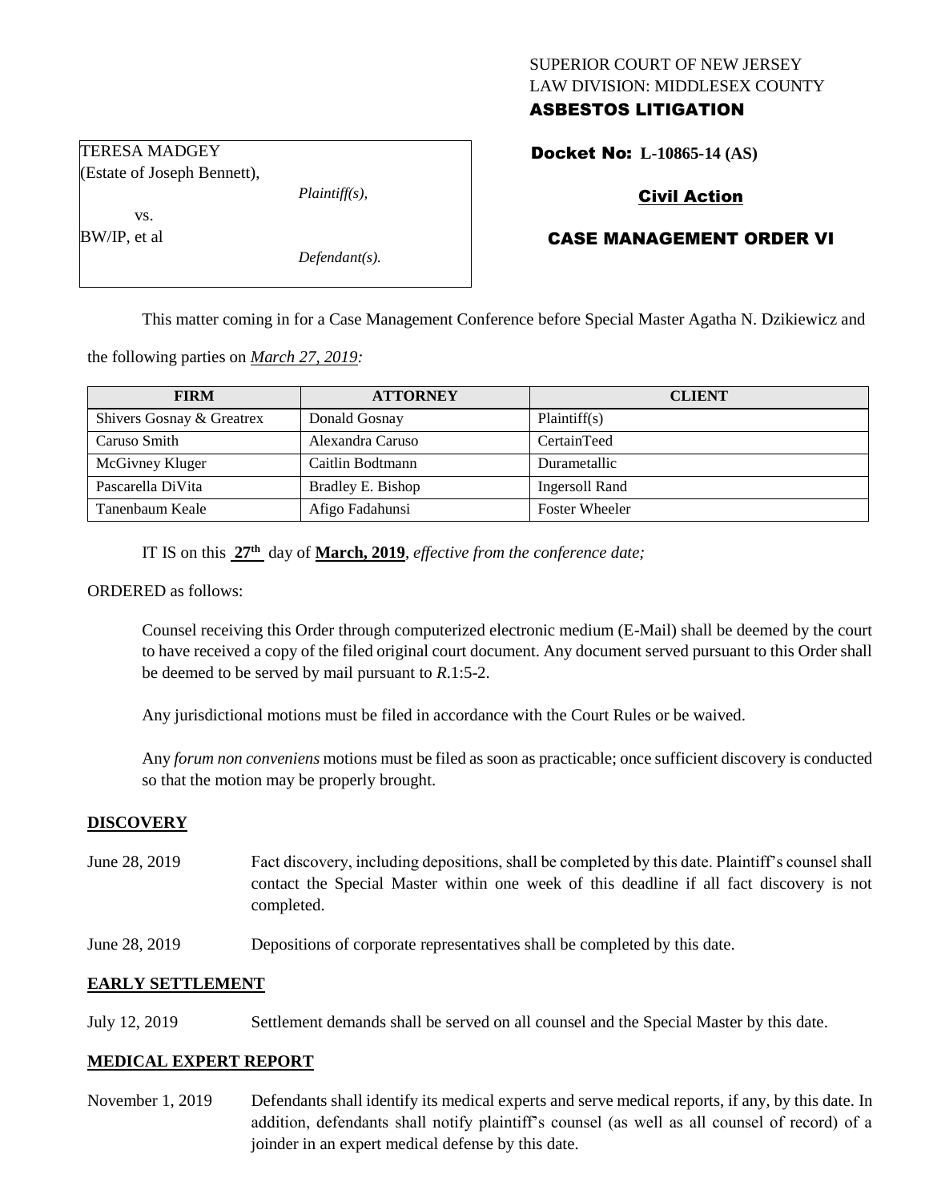SUPERIOR COURT OF NEW JERSEY
LAW DIVISION: MIDDLESEX COUNTY
**ASBESTOS LITIGATION**

TERESA MADGEY
(Estate of Joseph Bennett),
*Plaintiff(s),*
vs.
BW/IP, et al
*Defendant(s).*

**Docket No: L-10865-14 (AS)**

**Civil Action**

**CASE MANAGEMENT ORDER VI**

This matter coming in for a Case Management Conference before Special Master Agatha N. Dzikiewicz and the following parties on *March 27, 2019:*

| FIRM | ATTORNEY | CLIENT |
|---|---|---|
| Shivers Gosnay & Greatrex | Donald Gosnay | Plaintiff(s) |
| Caruso Smith | Alexandra Caruso | CertainTeed |
| McGivney Kluger | Caitlin Bodtmann | Durametallic |
| Pascarella DiVita | Bradley E. Bishop | Ingersoll Rand |
| Tanenbaum Keale | Afigo Fadahunsi | Foster Wheeler |

IT IS on this **27th** day of **March, 2019**, *effective from the conference date;*

ORDERED as follows:

Counsel receiving this Order through computerized electronic medium (E-Mail) shall be deemed by the court to have received a copy of the filed original court document. Any document served pursuant to this Order shall be deemed to be served by mail pursuant to *R*.1:5-2.

Any jurisdictional motions must be filed in accordance with the Court Rules or be waived.

Any *forum non conveniens* motions must be filed as soon as practicable; once sufficient discovery is conducted so that the motion may be properly brought.

**DISCOVERY**

June 28, 2019 — Fact discovery, including depositions, shall be completed by this date. Plaintiff's counsel shall contact the Special Master within one week of this deadline if all fact discovery is not completed.

June 28, 2019 — Depositions of corporate representatives shall be completed by this date.

**EARLY SETTLEMENT**

July 12, 2019 — Settlement demands shall be served on all counsel and the Special Master by this date.

**MEDICAL EXPERT REPORT**

November 1, 2019 — Defendants shall identify its medical experts and serve medical reports, if any, by this date. In addition, defendants shall notify plaintiff's counsel (as well as all counsel of record) of a joinder in an expert medical defense by this date.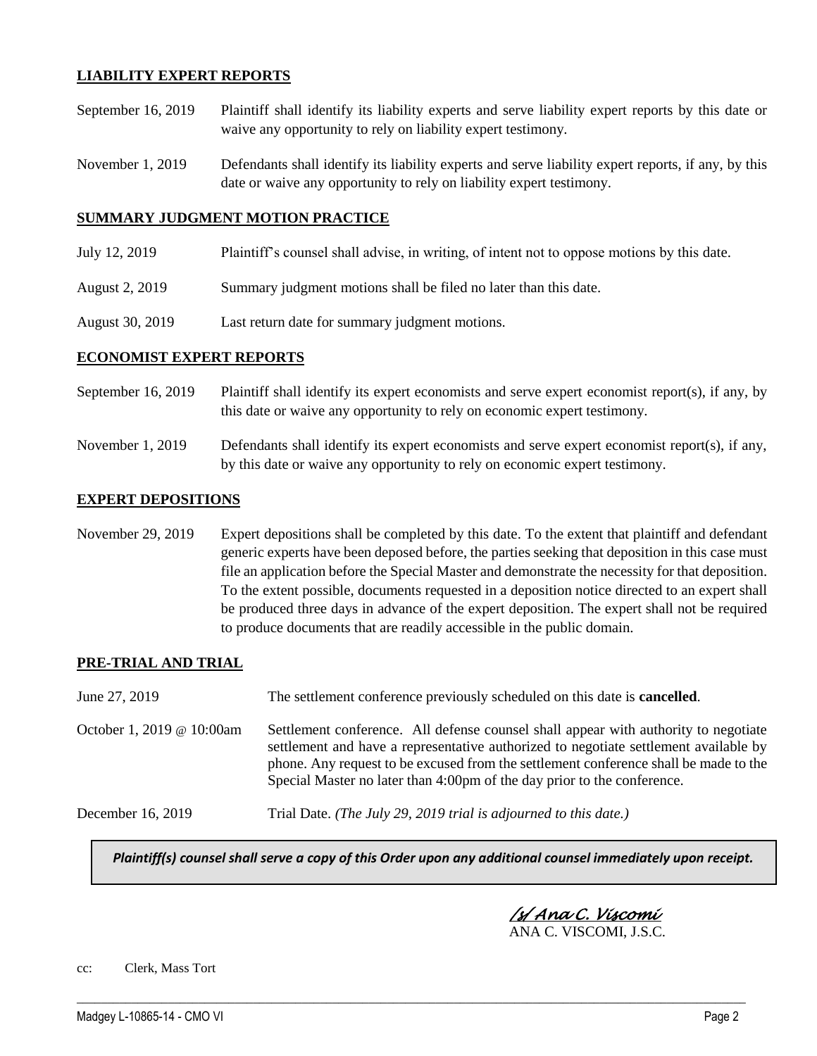## LIABILITY EXPERT REPORTS

| | |
|---|---|
| September 16, 2019 | Plaintiff shall identify its liability experts and serve liability expert reports by this date or waive any opportunity to rely on liability expert testimony. |
| November 1, 2019 | Defendants shall identify its liability experts and serve liability expert reports, if any, by this date or waive any opportunity to rely on liability expert testimony. |

## SUMMARY JUDGMENT MOTION PRACTICE

| | |
|---|---|
| July 12, 2019 | Plaintiff's counsel shall advise, in writing, of intent not to oppose motions by this date. |
| August 2, 2019 | Summary judgment motions shall be filed no later than this date. |
| August 30, 2019 | Last return date for summary judgment motions. |

## ECONOMIST EXPERT REPORTS

| | |
|---|---|
| September 16, 2019 | Plaintiff shall identify its expert economists and serve expert economist report(s), if any, by this date or waive any opportunity to rely on economic expert testimony. |
| November 1, 2019 | Defendants shall identify its expert economists and serve expert economist report(s), if any, by this date or waive any opportunity to rely on economic expert testimony. |

## EXPERT DEPOSITIONS

| | |
|---|---|
| November 29, 2019 | Expert depositions shall be completed by this date. To the extent that plaintiff and defendant generic experts have been deposed before, the parties seeking that deposition in this case must file an application before the Special Master and demonstrate the necessity for that deposition. To the extent possible, documents requested in a deposition notice directed to an expert shall be produced three days in advance of the expert deposition. The expert shall not be required to produce documents that are readily accessible in the public domain. |

## PRE-TRIAL AND TRIAL

| | |
|---|---|
| June 27, 2019 | The settlement conference previously scheduled on this date is **cancelled**. |
| October 1, 2019 @ 10:00am | Settlement conference. All defense counsel shall appear with authority to negotiate settlement and have a representative authorized to negotiate settlement available by phone. Any request to be excused from the settlement conference shall be made to the Special Master no later than 4:00pm of the day prior to the conference. |
| December 16, 2019 | Trial Date. *(The July 29, 2019 trial is adjourned to this date.)* |

***Plaintiff(s) counsel shall serve a copy of this Order upon any additional counsel immediately upon receipt.***

*/s/ Ana C. Viscomi*
ANA C. VISCOMI, J.S.C.

cc: Clerk, Mass Tort

Madgey L-10865-14 - CMO VI